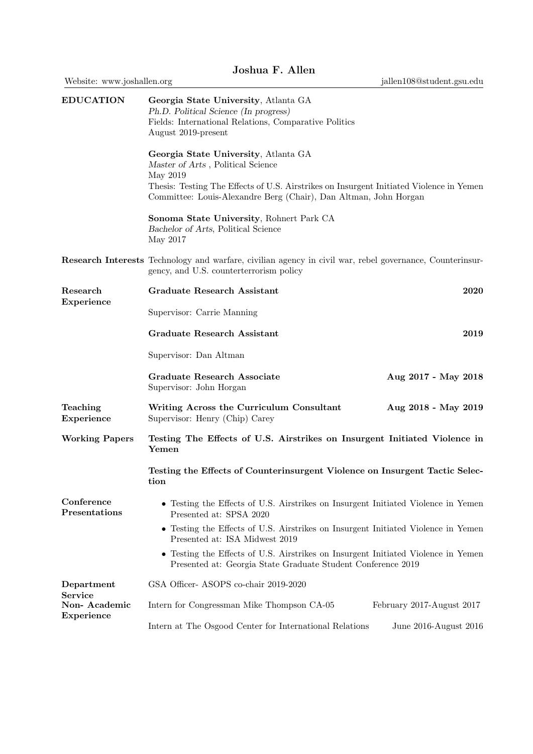# Joshua F. Allen

Website: www.joshallen.org | jallen108@student.gsu.edu

## EDUCATION

**Georgia State University**, Atlanta GA
*Ph.D. Political Science (In progress)*
Fields: International Relations, Comparative Politics
August 2019-present

**Georgia State University**, Atlanta GA
*Master of Arts* , Political Science
May 2019
Thesis: Testing The Effects of U.S. Airstrikes on Insurgent Initiated Violence in Yemen
Committee: Louis-Alexandre Berg (Chair), Dan Altman, John Horgan

**Sonoma State University**, Rohnert Park CA
*Bachelor of Arts*, Political Science
May 2017

## Research Interests

Technology and warfare, civilian agency in civil war, rebel governance, Counterinsurgency, and U.S. counterterrorism policy

## Research Experience

**Graduate Research Assistant** — **2020**
Supervisor: Carrie Manning

**Graduate Research Assistant** — **2019**
Supervisor: Dan Altman

**Graduate Research Associate** — **Aug 2017 - May 2018**
Supervisor: John Horgan

## Teaching Experience

**Writing Across the Curriculum Consultant** — **Aug 2018 - May 2019**
Supervisor: Henry (Chip) Carey

## Working Papers

**Testing The Effects of U.S. Airstrikes on Insurgent Initiated Violence in Yemen**

**Testing the Effects of Counterinsurgent Violence on Insurgent Tactic Selection**

## Conference Presentations

- Testing the Effects of U.S. Airstrikes on Insurgent Initiated Violence in Yemen
  Presented at: SPSA 2020
- Testing the Effects of U.S. Airstrikes on Insurgent Initiated Violence in Yemen
  Presented at: ISA Midwest 2019
- Testing the Effects of U.S. Airstrikes on Insurgent Initiated Violence in Yemen
  Presented at: Georgia State Graduate Student Conference 2019

## Department Service

GSA Officer- ASOPS co-chair 2019-2020

## Non- Academic Experience

Intern for Congressman Mike Thompson CA-05 — February 2017-August 2017

Intern at The Osgood Center for International Relations — June 2016-August 2016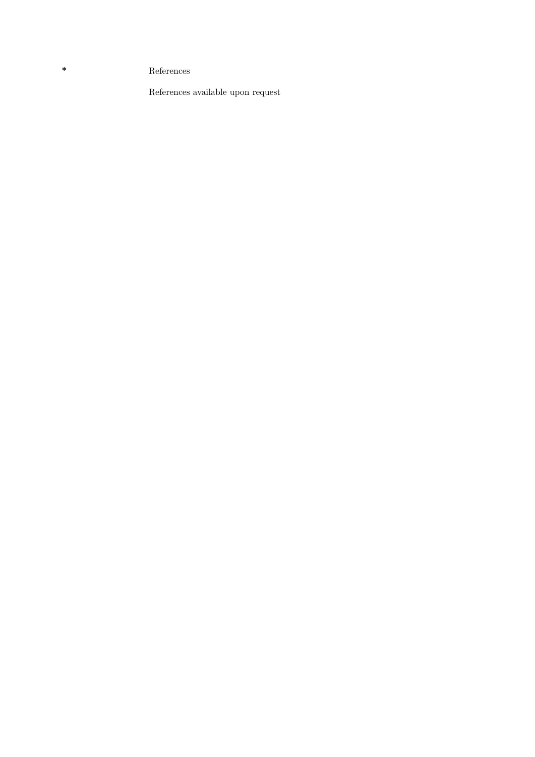`*` References

References available upon request